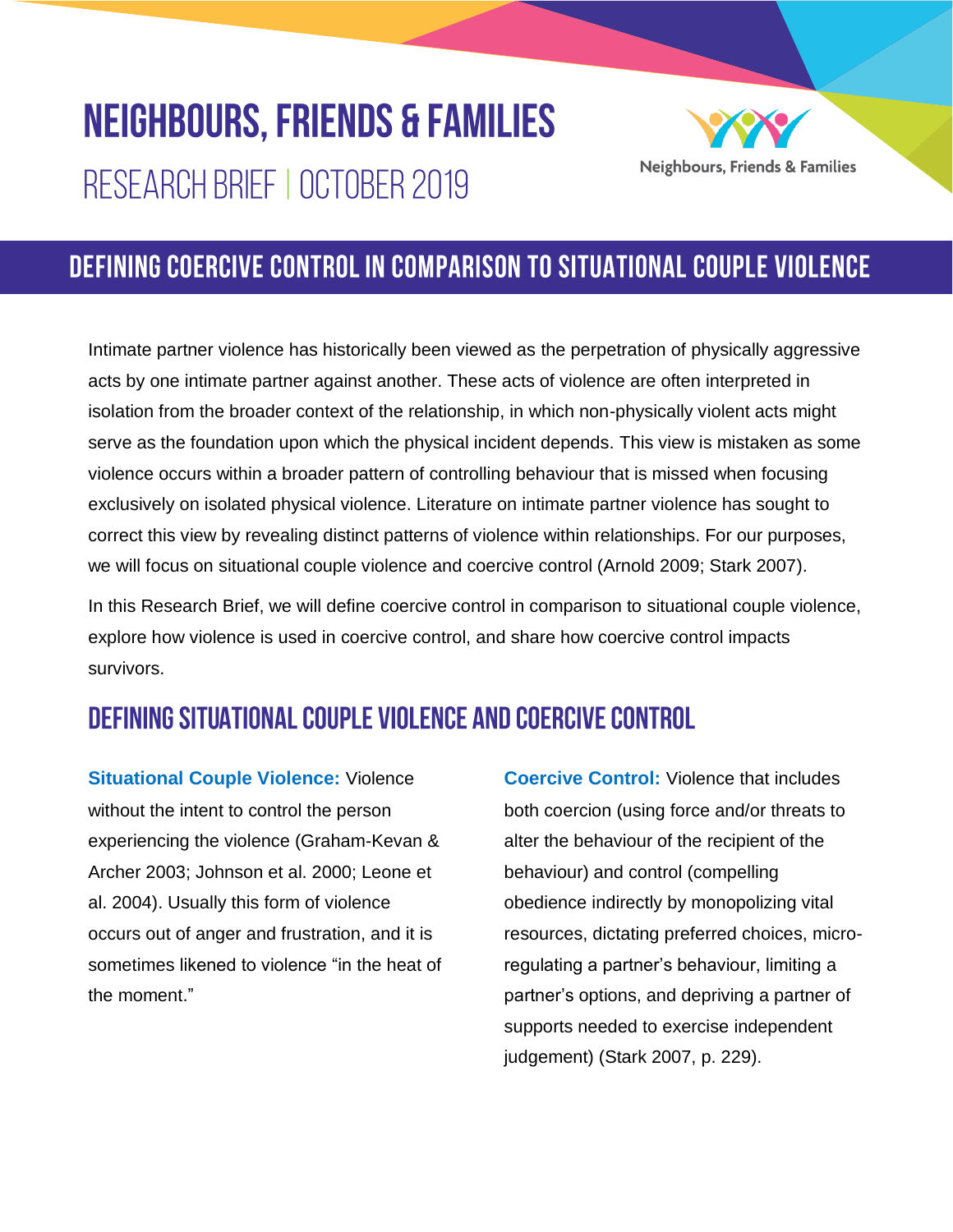# NEIGHBOURS, FRIENDS & FAMILIES

RESEARCH BRIEF | OCTOBER 2019

Neighbours, Friends & Families

## DEFINING COERCIVE CONTROL IN COMPARISON TO SITUATIONAL COUPLE VIOLENCE

Intimate partner violence has historically been viewed as the perpetration of physically aggressive acts by one intimate partner against another. These acts of violence are often interpreted in isolation from the broader context of the relationship, in which non-physically violent acts might serve as the foundation upon which the physical incident depends. This view is mistaken as some violence occurs within a broader pattern of controlling behaviour that is missed when focusing exclusively on isolated physical violence. Literature on intimate partner violence has sought to correct this view by revealing distinct patterns of violence within relationships. For our purposes, we will focus on situational couple violence and coercive control (Arnold 2009; Stark 2007).

In this Research Brief, we will define coercive control in comparison to situational couple violence, explore how violence is used in coercive control, and share how coercive control impacts survivors.

## DEFINING SITUATIONAL COUPLE VIOLENCE AND COERCIVE CONTROL

**Situational Couple Violence:** Violence without the intent to control the person experiencing the violence (Graham-Kevan & Archer 2003; Johnson et al. 2000; Leone et al. 2004). Usually this form of violence occurs out of anger and frustration, and it is sometimes likened to violence "in the heat of the moment."

**Coercive Control:** Violence that includes both coercion (using force and/or threats to alter the behaviour of the recipient of the behaviour) and control (compelling obedience indirectly by monopolizing vital resources, dictating preferred choices, micro-regulating a partner's behaviour, limiting a partner's options, and depriving a partner of supports needed to exercise independent judgement) (Stark 2007, p. 229).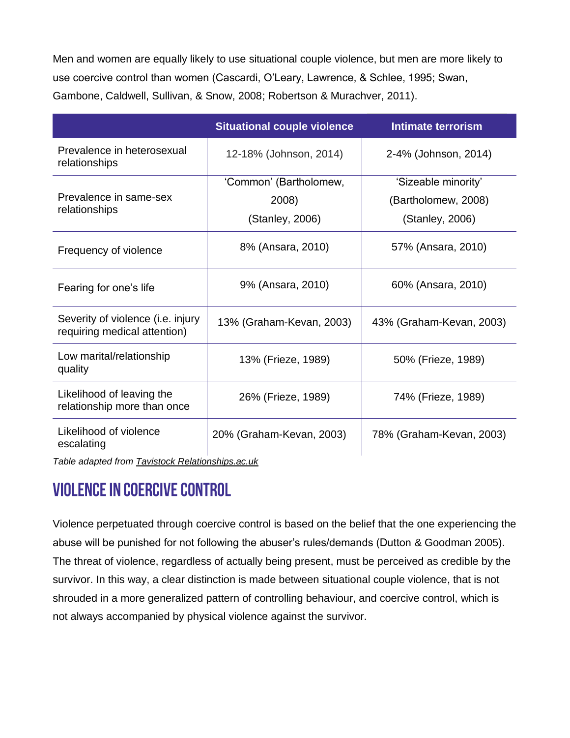Men and women are equally likely to use situational couple violence, but men are more likely to use coercive control than women (Cascardi, O'Leary, Lawrence, & Schlee, 1995; Swan, Gambone, Caldwell, Sullivan, & Snow, 2008; Robertson & Murachver, 2011).

| | Situational couple violence | Intimate terrorism |
|---|---|---|
| Prevalence in heterosexual relationships | 12-18% (Johnson, 2014) | 2-4% (Johnson, 2014) |
| Prevalence in same-sex relationships | 'Common' (Bartholomew, 2008) (Stanley, 2006) | 'Sizeable minority' (Bartholomew, 2008) (Stanley, 2006) |
| Frequency of violence | 8% (Ansara, 2010) | 57% (Ansara, 2010) |
| Fearing for one's life | 9% (Ansara, 2010) | 60% (Ansara, 2010) |
| Severity of violence (i.e. injury requiring medical attention) | 13% (Graham-Kevan, 2003) | 43% (Graham-Kevan, 2003) |
| Low marital/relationship quality | 13% (Frieze, 1989) | 50% (Frieze, 1989) |
| Likelihood of leaving the relationship more than once | 26% (Frieze, 1989) | 74% (Frieze, 1989) |
| Likelihood of violence escalating | 20% (Graham-Kevan, 2003) | 78% (Graham-Kevan, 2003) |

*Table adapted from Tavistock Relationships.ac.uk*

## VIOLENCE IN COERCIVE CONTROL

Violence perpetuated through coercive control is based on the belief that the one experiencing the abuse will be punished for not following the abuser's rules/demands (Dutton & Goodman 2005). The threat of violence, regardless of actually being present, must be perceived as credible by the survivor. In this way, a clear distinction is made between situational couple violence, that is not shrouded in a more generalized pattern of controlling behaviour, and coercive control, which is not always accompanied by physical violence against the survivor.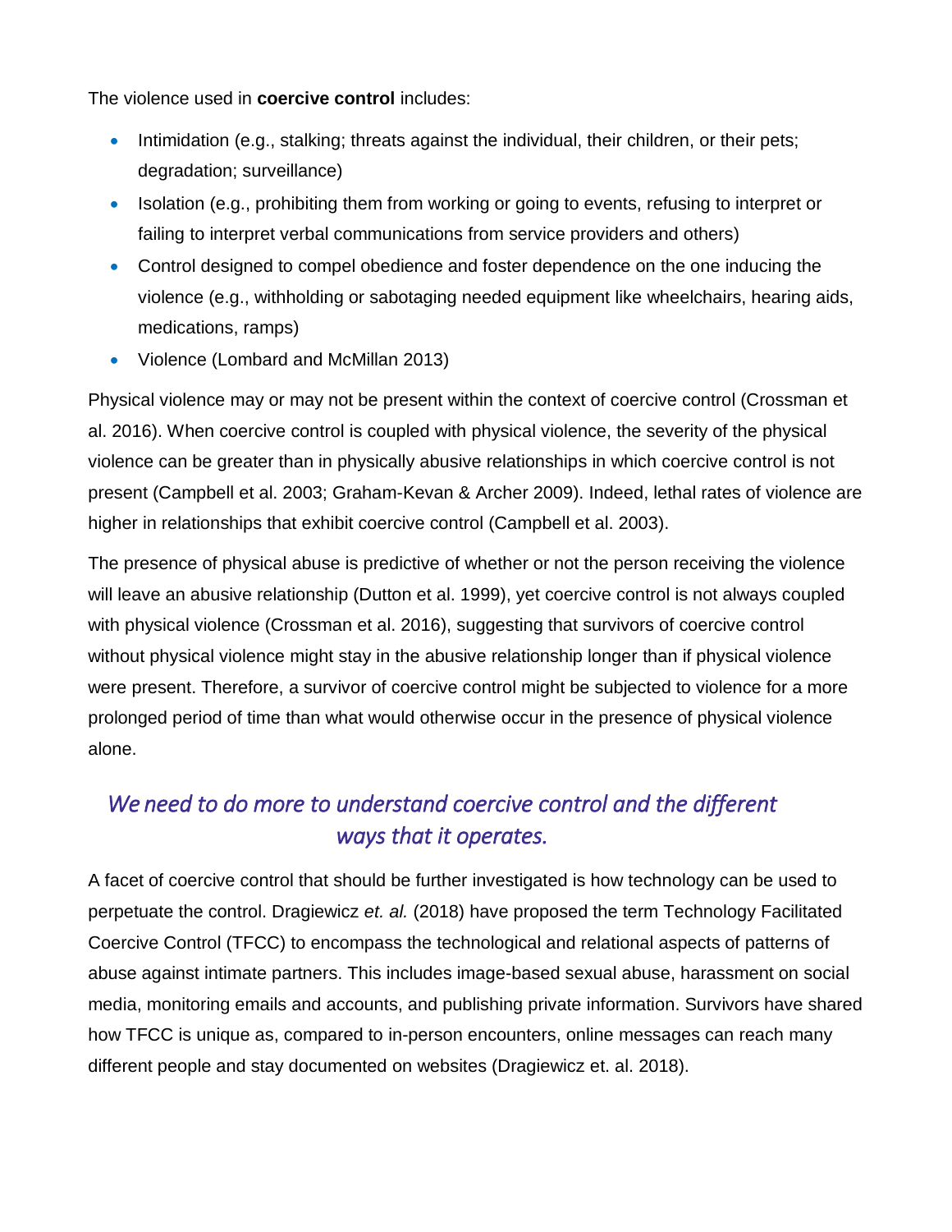The violence used in **coercive control** includes:

- Intimidation (e.g., stalking; threats against the individual, their children, or their pets; degradation; surveillance)
- Isolation (e.g., prohibiting them from working or going to events, refusing to interpret or failing to interpret verbal communications from service providers and others)
- Control designed to compel obedience and foster dependence on the one inducing the violence (e.g., withholding or sabotaging needed equipment like wheelchairs, hearing aids, medications, ramps)
- Violence (Lombard and McMillan 2013)

Physical violence may or may not be present within the context of coercive control (Crossman et al. 2016). When coercive control is coupled with physical violence, the severity of the physical violence can be greater than in physically abusive relationships in which coercive control is not present (Campbell et al. 2003; Graham-Kevan & Archer 2009). Indeed, lethal rates of violence are higher in relationships that exhibit coercive control (Campbell et al. 2003).

The presence of physical abuse is predictive of whether or not the person receiving the violence will leave an abusive relationship (Dutton et al. 1999), yet coercive control is not always coupled with physical violence (Crossman et al. 2016), suggesting that survivors of coercive control without physical violence might stay in the abusive relationship longer than if physical violence were present. Therefore, a survivor of coercive control might be subjected to violence for a more prolonged period of time than what would otherwise occur in the presence of physical violence alone.

*We need to do more to understand coercive control and the different ways that it operates.*

A facet of coercive control that should be further investigated is how technology can be used to perpetuate the control. Dragiewicz *et. al.* (2018) have proposed the term Technology Facilitated Coercive Control (TFCC) to encompass the technological and relational aspects of patterns of abuse against intimate partners. This includes image-based sexual abuse, harassment on social media, monitoring emails and accounts, and publishing private information. Survivors have shared how TFCC is unique as, compared to in-person encounters, online messages can reach many different people and stay documented on websites (Dragiewicz et. al. 2018).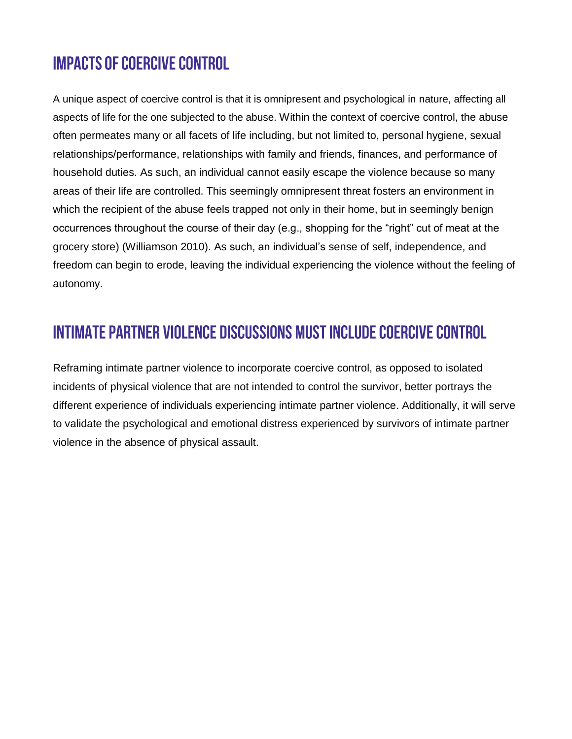## IMPACTS OF COERCIVE CONTROL

A unique aspect of coercive control is that it is omnipresent and psychological in nature, affecting all aspects of life for the one subjected to the abuse. Within the context of coercive control, the abuse often permeates many or all facets of life including, but not limited to, personal hygiene, sexual relationships/performance, relationships with family and friends, finances, and performance of household duties. As such, an individual cannot easily escape the violence because so many areas of their life are controlled. This seemingly omnipresent threat fosters an environment in which the recipient of the abuse feels trapped not only in their home, but in seemingly benign occurrences throughout the course of their day (e.g., shopping for the "right" cut of meat at the grocery store) (Williamson 2010). As such, an individual's sense of self, independence, and freedom can begin to erode, leaving the individual experiencing the violence without the feeling of autonomy.

## INTIMATE PARTNER VIOLENCE DISCUSSIONS MUST INCLUDE COERCIVE CONTROL

Reframing intimate partner violence to incorporate coercive control, as opposed to isolated incidents of physical violence that are not intended to control the survivor, better portrays the different experience of individuals experiencing intimate partner violence. Additionally, it will serve to validate the psychological and emotional distress experienced by survivors of intimate partner violence in the absence of physical assault.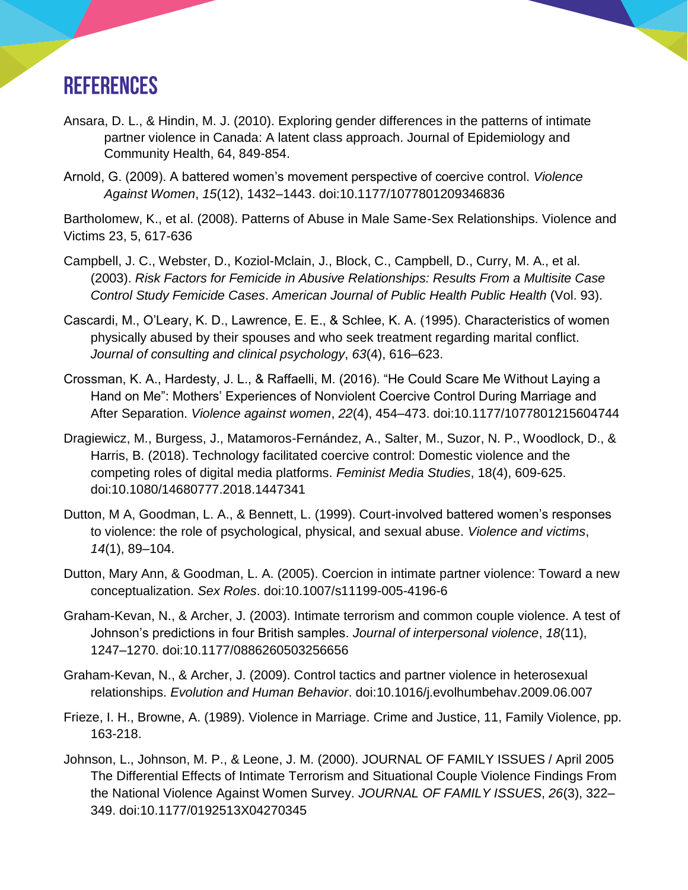# REFERENCES

Ansara, D. L., & Hindin, M. J. (2010). Exploring gender differences in the patterns of intimate partner violence in Canada: A latent class approach. Journal of Epidemiology and Community Health, 64, 849-854.

Arnold, G. (2009). A battered women's movement perspective of coercive control. *Violence Against Women*, *15*(12), 1432–1443. doi:10.1177/1077801209346836

Bartholomew, K., et al. (2008). Patterns of Abuse in Male Same-Sex Relationships. Violence and Victims 23, 5, 617-636

Campbell, J. C., Webster, D., Koziol-Mclain, J., Block, C., Campbell, D., Curry, M. A., et al. (2003). *Risk Factors for Femicide in Abusive Relationships: Results From a Multisite Case Control Study Femicide Cases*. *American Journal of Public Health Public Health* (Vol. 93).

Cascardi, M., O'Leary, K. D., Lawrence, E. E., & Schlee, K. A. (1995). Characteristics of women physically abused by their spouses and who seek treatment regarding marital conflict. *Journal of consulting and clinical psychology*, *63*(4), 616–623.

Crossman, K. A., Hardesty, J. L., & Raffaelli, M. (2016). "He Could Scare Me Without Laying a Hand on Me": Mothers' Experiences of Nonviolent Coercive Control During Marriage and After Separation. *Violence against women*, *22*(4), 454–473. doi:10.1177/1077801215604744

Dragiewicz, M., Burgess, J., Matamoros-Fernández, A., Salter, M., Suzor, N. P., Woodlock, D., & Harris, B. (2018). Technology facilitated coercive control: Domestic violence and the competing roles of digital media platforms. *Feminist Media Studies*, 18(4), 609-625. doi:10.1080/14680777.2018.1447341

Dutton, M A, Goodman, L. A., & Bennett, L. (1999). Court-involved battered women's responses to violence: the role of psychological, physical, and sexual abuse. *Violence and victims*, *14*(1), 89–104.

Dutton, Mary Ann, & Goodman, L. A. (2005). Coercion in intimate partner violence: Toward a new conceptualization. *Sex Roles*. doi:10.1007/s11199-005-4196-6

Graham-Kevan, N., & Archer, J. (2003). Intimate terrorism and common couple violence. A test of Johnson's predictions in four British samples. *Journal of interpersonal violence*, *18*(11), 1247–1270. doi:10.1177/0886260503256656

Graham-Kevan, N., & Archer, J. (2009). Control tactics and partner violence in heterosexual relationships. *Evolution and Human Behavior*. doi:10.1016/j.evolhumbehav.2009.06.007

Frieze, I. H., Browne, A. (1989). Violence in Marriage. Crime and Justice, 11, Family Violence, pp. 163-218.

Johnson, L., Johnson, M. P., & Leone, J. M. (2000). JOURNAL OF FAMILY ISSUES / April 2005 The Differential Effects of Intimate Terrorism and Situational Couple Violence Findings From the National Violence Against Women Survey. *JOURNAL OF FAMILY ISSUES*, *26*(3), 322–349. doi:10.1177/0192513X04270345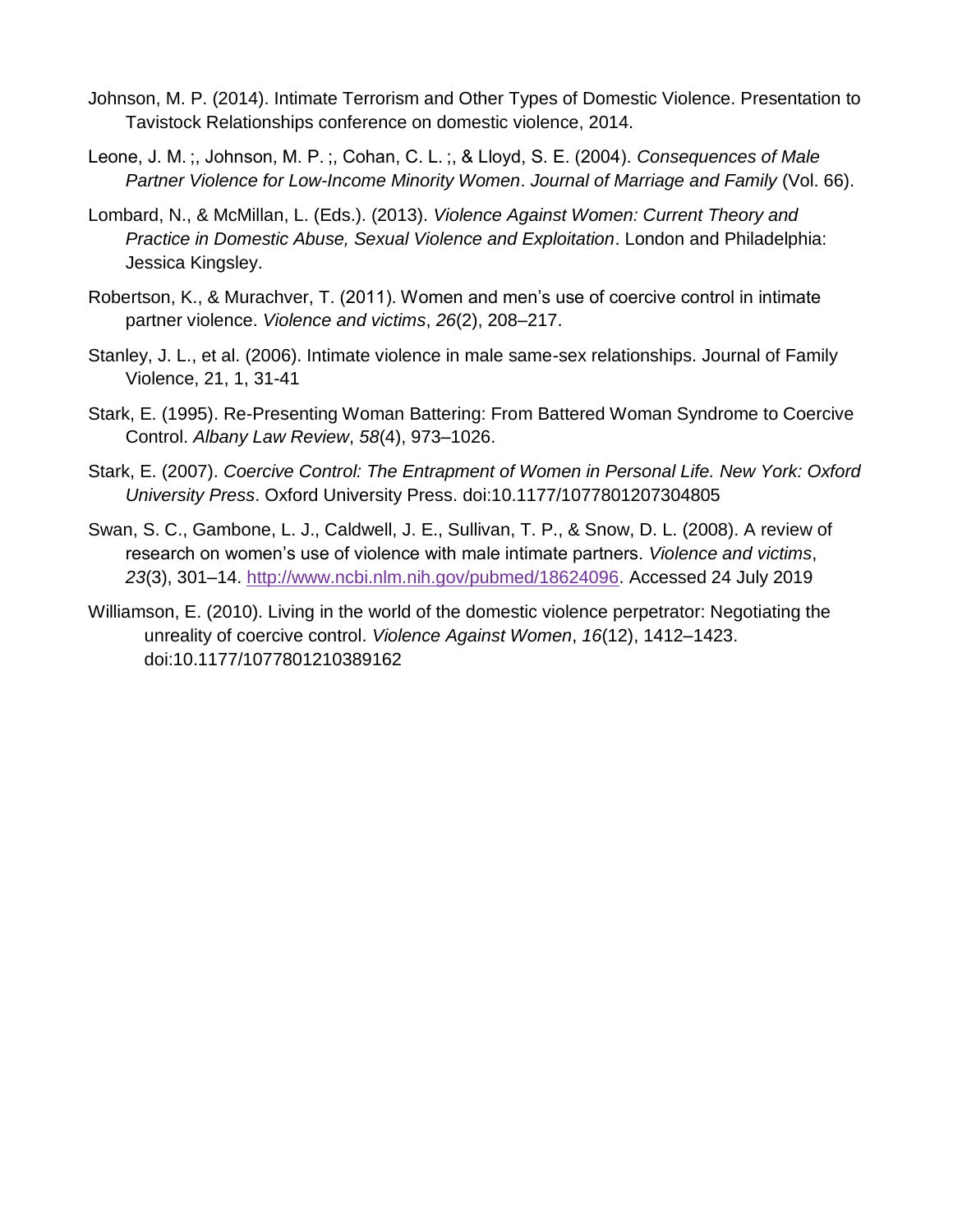Johnson, M. P. (2014). Intimate Terrorism and Other Types of Domestic Violence. Presentation to Tavistock Relationships conference on domestic violence, 2014.

Leone, J. M. ;, Johnson, M. P. ;, Cohan, C. L. ;, & Lloyd, S. E. (2004). *Consequences of Male Partner Violence for Low-Income Minority Women*. *Journal of Marriage and Family* (Vol. 66).

Lombard, N., & McMillan, L. (Eds.). (2013). *Violence Against Women: Current Theory and Practice in Domestic Abuse, Sexual Violence and Exploitation*. London and Philadelphia: Jessica Kingsley.

Robertson, K., & Murachver, T. (2011). Women and men's use of coercive control in intimate partner violence. *Violence and victims*, *26*(2), 208–217.

Stanley, J. L., et al. (2006). Intimate violence in male same-sex relationships. Journal of Family Violence, 21, 1, 31-41

Stark, E. (1995). Re-Presenting Woman Battering: From Battered Woman Syndrome to Coercive Control. *Albany Law Review*, *58*(4), 973–1026.

Stark, E. (2007). *Coercive Control: The Entrapment of Women in Personal Life. New York: Oxford University Press*. Oxford University Press. doi:10.1177/1077801207304805

Swan, S. C., Gambone, L. J., Caldwell, J. E., Sullivan, T. P., & Snow, D. L. (2008). A review of research on women's use of violence with male intimate partners. *Violence and victims*, *23*(3), 301–14. http://www.ncbi.nlm.nih.gov/pubmed/18624096. Accessed 24 July 2019

Williamson, E. (2010). Living in the world of the domestic violence perpetrator: Negotiating the unreality of coercive control. *Violence Against Women*, *16*(12), 1412–1423. doi:10.1177/1077801210389162